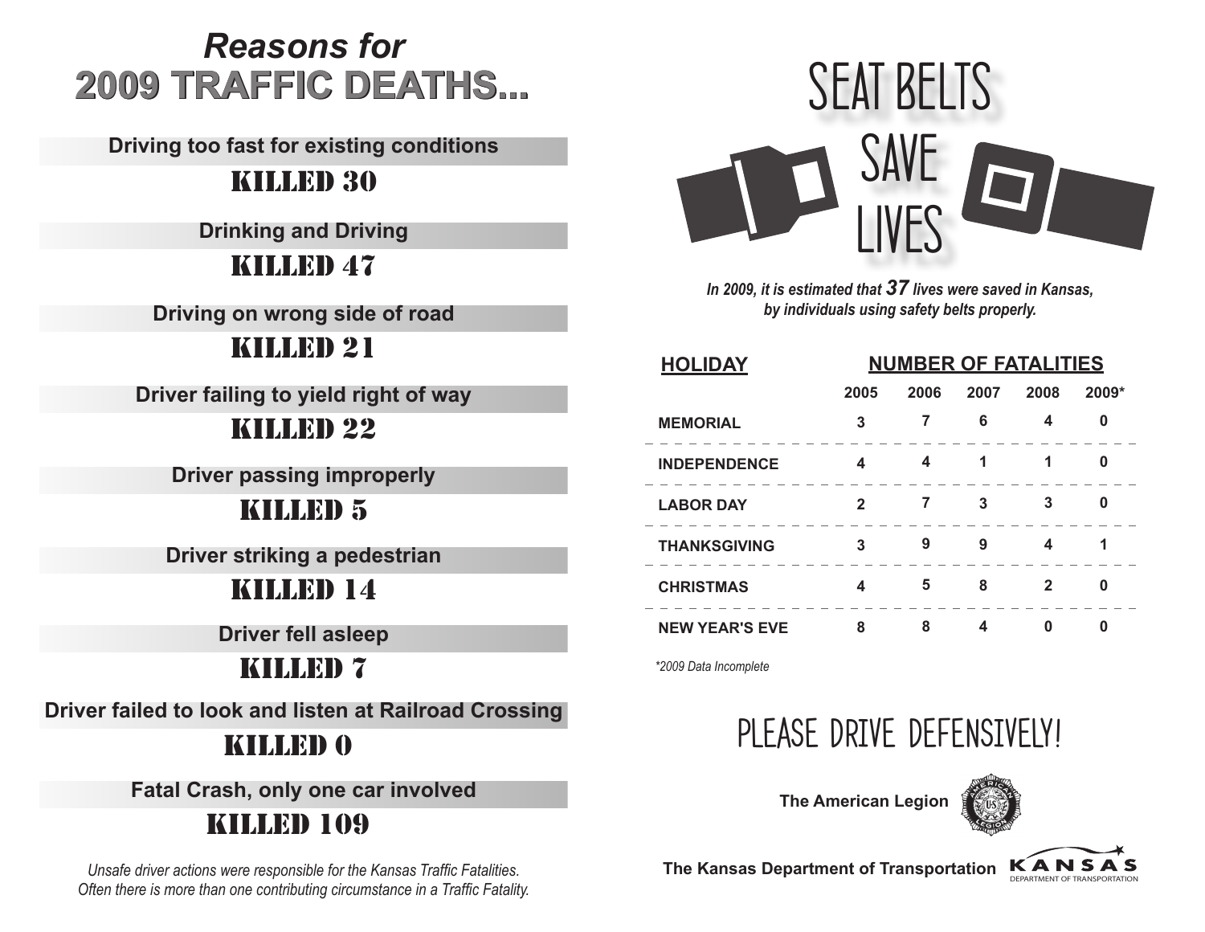# *Reasons for* 2009 TRAFFIC DEATHS...

**Driving too fast for existing conditions**

KILLED 30

**Drinking and Driving**

KILLED 47

**Driving on wrong side of road**

KILLED 21

**Driver failing to yield right of way**

KILLED 22

**Driver passing improperly**

KILLED 5

**Driver striking a pedestrian**

KILLED 14

**Driver fell asleep**

KILLED 7

**Driver failed to look and listen at Railroad Crossing**

KILLED 0

**Fatal Crash, only one car involved**

KILLED 109

*Unsafe driver actions were responsible for the Kansas Traffic Fatalities. Often there is more than one contributing circumstance in a Traffic Fatality.*

# SEAT BELTS SAVE LIVES

***In 2009, it is estimated that 37 lives were saved in Kansas, by individuals using safety belts properly.***

| HOLIDAY | NUMBER OF FATALITIES | | | | |
|---|---|---|---|---|---|
| | 2005 | 2006 | 2007 | 2008 | 2009* |
| MEMORIAL | 3 | 7 | 6 | 4 | 0 |
| INDEPENDENCE | 4 | 4 | 1 | 1 | 0 |
| LABOR DAY | 2 | 7 | 3 | 3 | 0 |
| THANKSGIVING | 3 | 9 | 9 | 4 | 1 |
| CHRISTMAS | 4 | 5 | 8 | 2 | 0 |
| NEW YEAR'S EVE | 8 | 8 | 4 | 0 | 0 |

*\*2009 Data Incomplete*

## PLEASE DRIVE DEFENSIVELY!

**The American Legion**

**The Kansas Department of Transportation**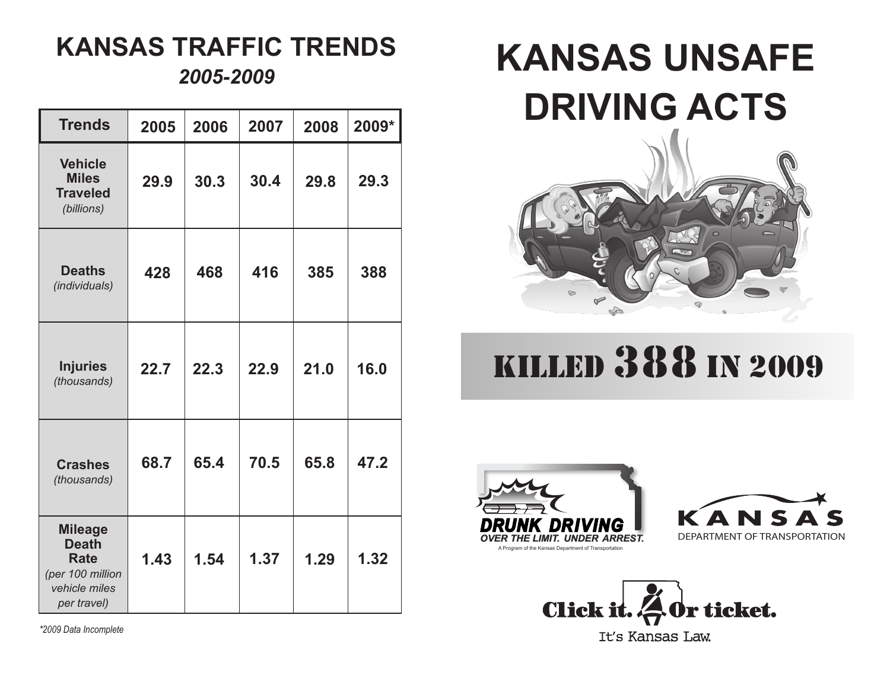## KANSAS TRAFFIC TRENDS

*2005-2009*

| Trends | 2005 | 2006 | 2007 | 2008 | 2009* |
|---|---|---|---|---|---|
| **Vehicle Miles Traveled** *(billions)* | 29.9 | 30.3 | 30.4 | 29.8 | 29.3 |
| **Deaths** *(individuals)* | 428 | 468 | 416 | 385 | 388 |
| **Injuries** *(thousands)* | 22.7 | 22.3 | 22.9 | 21.0 | 16.0 |
| **Crashes** *(thousands)* | 68.7 | 65.4 | 70.5 | 65.8 | 47.2 |
| **Mileage Death Rate** *(per 100 million vehicle miles per travel)* | 1.43 | 1.54 | 1.37 | 1.29 | 1.32 |

*\*2009 Data Incomplete*

# KANSAS UNSAFE DRIVING ACTS

## KILLED 388 IN 2009

**DRUNK DRIVING**
*OVER THE LIMIT. UNDER ARREST.*
A Program of the Kansas Department of Transportation

KANSAS
DEPARTMENT OF TRANSPORTATION

**Click it. Or ticket.**
It's Kansas Law.